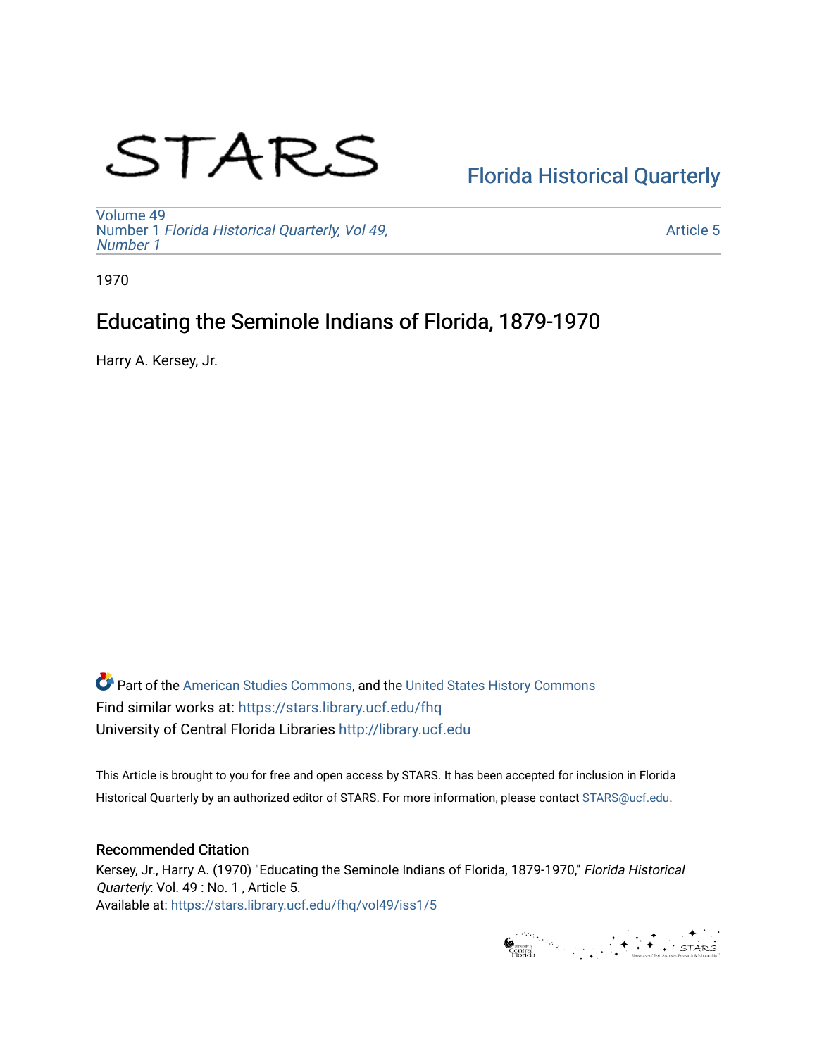STARS

Florida Historical Quarterly

Volume 49
Number 1 *Florida Historical Quarterly, Vol 49, Number 1*

Article 5

1970

# Educating the Seminole Indians of Florida, 1879-1970

Harry A. Kersey, Jr.

Part of the American Studies Commons, and the United States History Commons
Find similar works at: https://stars.library.ucf.edu/fhq
University of Central Florida Libraries http://library.ucf.edu

This Article is brought to you for free and open access by STARS. It has been accepted for inclusion in Florida Historical Quarterly by an authorized editor of STARS. For more information, please contact STARS@ucf.edu.

## Recommended Citation

Kersey, Jr., Harry A. (1970) "Educating the Seminole Indians of Florida, 1879-1970," *Florida Historical Quarterly*: Vol. 49 : No. 1 , Article 5.
Available at: https://stars.library.ucf.edu/fhq/vol49/iss1/5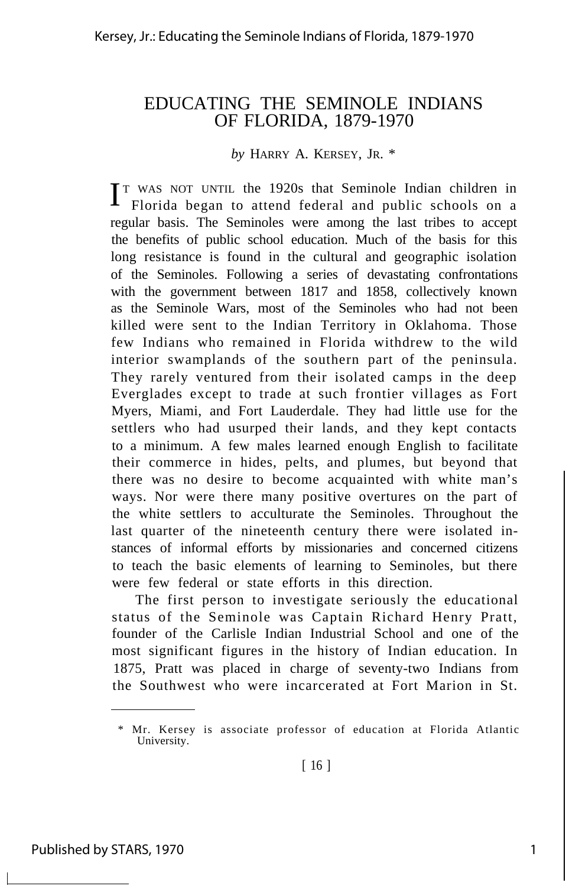# EDUCATING THE SEMINOLE INDIANS OF FLORIDA, 1879-1970

*by* HARRY A. KERSEY, JR. *

IT WAS NOT UNTIL the 1920s that Seminole Indian children in Florida began to attend federal and public schools on a regular basis. The Seminoles were among the last tribes to accept the benefits of public school education. Much of the basis for this long resistance is found in the cultural and geographic isolation of the Seminoles. Following a series of devastating confrontations with the government between 1817 and 1858, collectively known as the Seminole Wars, most of the Seminoles who had not been killed were sent to the Indian Territory in Oklahoma. Those few Indians who remained in Florida withdrew to the wild interior swamplands of the southern part of the peninsula. They rarely ventured from their isolated camps in the deep Everglades except to trade at such frontier villages as Fort Myers, Miami, and Fort Lauderdale. They had little use for the settlers who had usurped their lands, and they kept contacts to a minimum. A few males learned enough English to facilitate their commerce in hides, pelts, and plumes, but beyond that there was no desire to become acquainted with white man's ways. Nor were there many positive overtures on the part of the white settlers to acculturate the Seminoles. Throughout the last quarter of the nineteenth century there were isolated instances of informal efforts by missionaries and concerned citizens to teach the basic elements of learning to Seminoles, but there were few federal or state efforts in this direction.

The first person to investigate seriously the educational status of the Seminole was Captain Richard Henry Pratt, founder of the Carlisle Indian Industrial School and one of the most significant figures in the history of Indian education. In 1875, Pratt was placed in charge of seventy-two Indians from the Southwest who were incarcerated at Fort Marion in St.

---

\* Mr. Kersey is associate professor of education at Florida Atlantic University.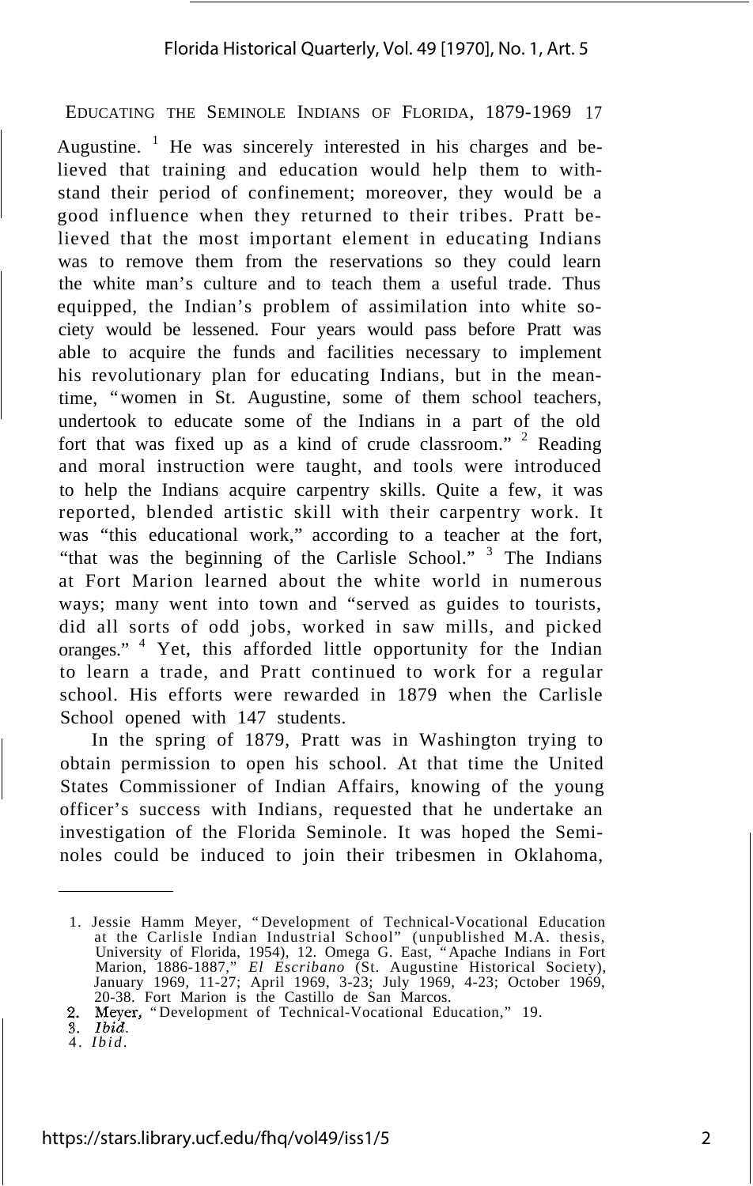Augustine. [1] He was sincerely interested in his charges and believed that training and education would help them to withstand their period of confinement; moreover, they would be a good influence when they returned to their tribes. Pratt believed that the most important element in educating Indians was to remove them from the reservations so they could learn the white man's culture and to teach them a useful trade. Thus equipped, the Indian's problem of assimilation into white society would be lessened. Four years would pass before Pratt was able to acquire the funds and facilities necessary to implement his revolutionary plan for educating Indians, but in the meantime, "women in St. Augustine, some of them school teachers, undertook to educate some of the Indians in a part of the old fort that was fixed up as a kind of crude classroom." [2] Reading and moral instruction were taught, and tools were introduced to help the Indians acquire carpentry skills. Quite a few, it was reported, blended artistic skill with their carpentry work. It was "this educational work," according to a teacher at the fort, "that was the beginning of the Carlisle School." [3] The Indians at Fort Marion learned about the white world in numerous ways; many went into town and "served as guides to tourists, did all sorts of odd jobs, worked in saw mills, and picked oranges." [4] Yet, this afforded little opportunity for the Indian to learn a trade, and Pratt continued to work for a regular school. His efforts were rewarded in 1879 when the Carlisle School opened with 147 students.

In the spring of 1879, Pratt was in Washington trying to obtain permission to open his school. At that time the United States Commissioner of Indian Affairs, knowing of the young officer's success with Indians, requested that he undertake an investigation of the Florida Seminole. It was hoped the Seminoles could be induced to join their tribesmen in Oklahoma,

---

1. Jessie Hamm Meyer, "Development of Technical-Vocational Education at the Carlisle Indian Industrial School" (unpublished M.A. thesis, University of Florida, 1954), 12. Omega G. East, "Apache Indians in Fort Marion, 1886-1887," *El Escribano* (St. Augustine Historical Society), January 1969, 11-27; April 1969, 3-23; July 1969, 4-23; October 1969, 20-38. Fort Marion is the Castillo de San Marcos.
2. Meyer, "Development of Technical-Vocational Education," 19.
3. *Ibid.*
4. *Ibid.*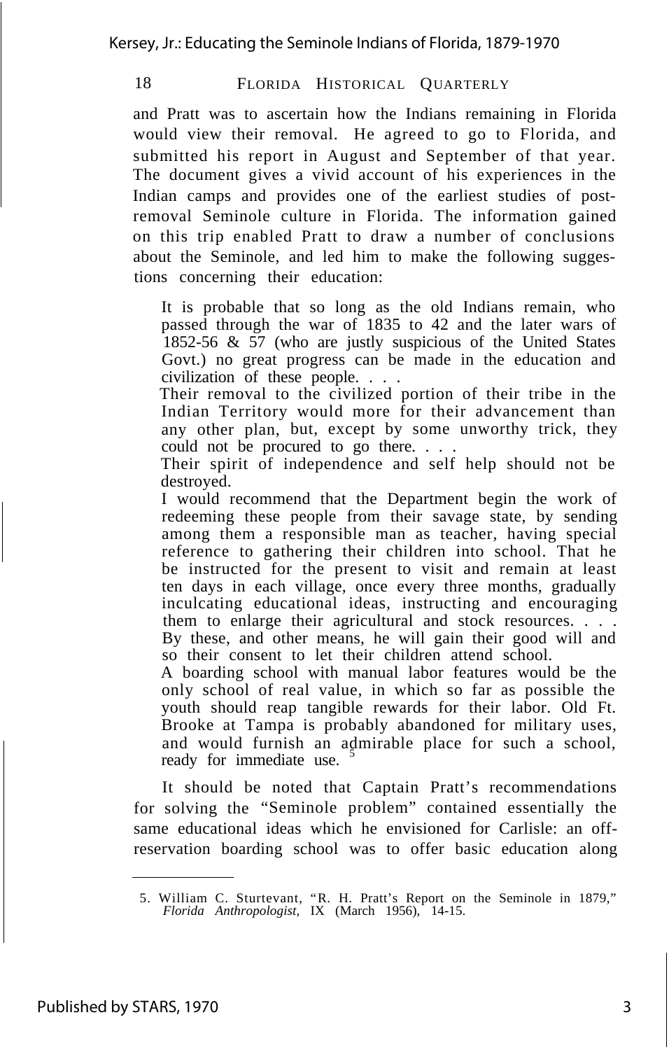and Pratt was to ascertain how the Indians remaining in Florida would view their removal. He agreed to go to Florida, and submitted his report in August and September of that year. The document gives a vivid account of his experiences in the Indian camps and provides one of the earliest studies of post-removal Seminole culture in Florida. The information gained on this trip enabled Pratt to draw a number of conclusions about the Seminole, and led him to make the following suggestions concerning their education:

> It is probable that so long as the old Indians remain, who passed through the war of 1835 to 42 and the later wars of 1852-56 & 57 (who are justly suspicious of the United States Govt.) no great progress can be made in the education and civilization of these people. . . .
>
> Their removal to the civilized portion of their tribe in the Indian Territory would more for their advancement than any other plan, but, except by some unworthy trick, they could not be procured to go there. . . .
>
> Their spirit of independence and self help should not be destroyed.
>
> I would recommend that the Department begin the work of redeeming these people from their savage state, by sending among them a responsible man as teacher, having special reference to gathering their children into school. That he be instructed for the present to visit and remain at least ten days in each village, once every three months, gradually inculcating educational ideas, instructing and encouraging them to enlarge their agricultural and stock resources. . . . By these, and other means, he will gain their good will and so their consent to let their children attend school.
>
> A boarding school with manual labor features would be the only school of real value, in which so far as possible the youth should reap tangible rewards for their labor. Old Ft. Brooke at Tampa is probably abandoned for military uses, and would furnish an admirable place for such a school, ready for immediate use. [5]

It should be noted that Captain Pratt's recommendations for solving the "Seminole problem" contained essentially the same educational ideas which he envisioned for Carlisle: an off-reservation boarding school was to offer basic education along

5. William C. Sturtevant, "R. H. Pratt's Report on the Seminole in 1879," *Florida Anthropologist,* IX (March 1956), 14-15.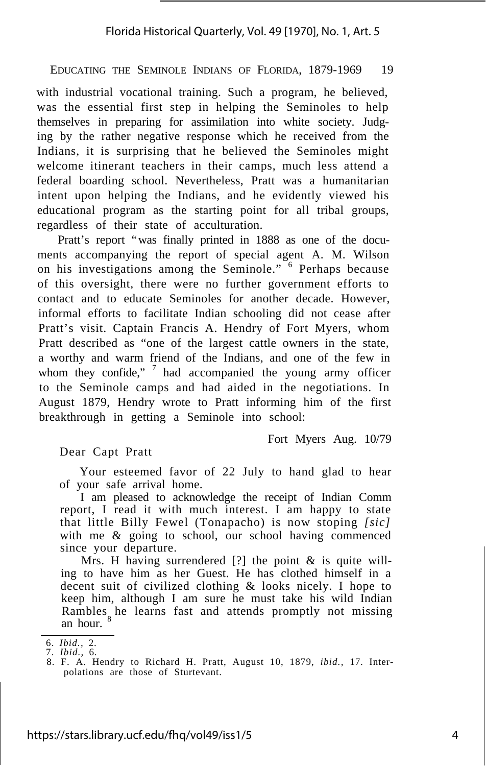with industrial vocational training. Such a program, he believed, was the essential first step in helping the Seminoles to help themselves in preparing for assimilation into white society. Judging by the rather negative response which he received from the Indians, it is surprising that he believed the Seminoles might welcome itinerant teachers in their camps, much less attend a federal boarding school. Nevertheless, Pratt was a humanitarian intent upon helping the Indians, and he evidently viewed his educational program as the starting point for all tribal groups, regardless of their state of acculturation.

Pratt's report "was finally printed in 1888 as one of the documents accompanying the report of special agent A. M. Wilson on his investigations among the Seminole." [6] Perhaps because of this oversight, there were no further government efforts to contact and to educate Seminoles for another decade. However, informal efforts to facilitate Indian schooling did not cease after Pratt's visit. Captain Francis A. Hendry of Fort Myers, whom Pratt described as "one of the largest cattle owners in the state, a worthy and warm friend of the Indians, and one of the few in whom they confide," [7] had accompanied the young army officer to the Seminole camps and had aided in the negotiations. In August 1879, Hendry wrote to Pratt informing him of the first breakthrough in getting a Seminole into school:

> Fort Myers Aug. 10/79
>
> Dear Capt Pratt
>
> Your esteemed favor of 22 July to hand glad to hear of your safe arrival home.
>
> I am pleased to acknowledge the receipt of Indian Comm report, I read it with much interest. I am happy to state that little Billy Fewel (Tonapacho) is now stoping *[sic]* with me & going to school, our school having commenced since your departure.
>
> Mrs. H having surrendered [?] the point & is quite willing to have him as her Guest. He has clothed himself in a decent suit of civilized clothing & looks nicely. I hope to keep him, although I am sure he must take his wild Indian Rambles he learns fast and attends promptly not missing an hour. [8]

6. *Ibid.,* 2.
7. *Ibid.,* 6.
8. F. A. Hendry to Richard H. Pratt, August 10, 1879, *ibid.,* 17. Interpolations are those of Sturtevant.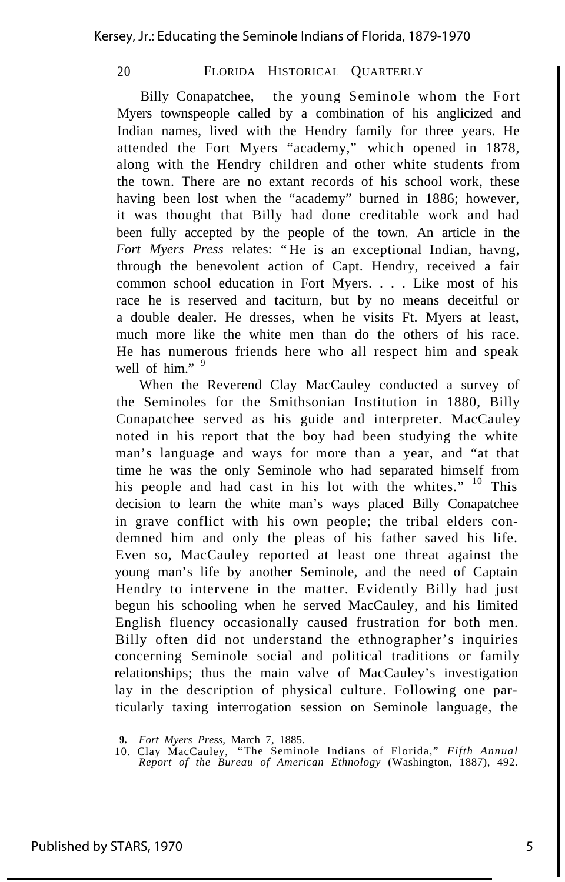Billy Conapatchee, the young Seminole whom the Fort Myers townspeople called by a combination of his anglicized and Indian names, lived with the Hendry family for three years. He attended the Fort Myers "academy," which opened in 1878, along with the Hendry children and other white students from the town. There are no extant records of his school work, these having been lost when the "academy" burned in 1886; however, it was thought that Billy had done creditable work and had been fully accepted by the people of the town. An article in the *Fort Myers Press* relates: "He is an exceptional Indian, havng, through the benevolent action of Capt. Hendry, received a fair common school education in Fort Myers. . . . Like most of his race he is reserved and taciturn, but by no means deceitful or a double dealer. He dresses, when he visits Ft. Myers at least, much more like the white men than do the others of his race. He has numerous friends here who all respect him and speak well of him." [9]

When the Reverend Clay MacCauley conducted a survey of the Seminoles for the Smithsonian Institution in 1880, Billy Conapatchee served as his guide and interpreter. MacCauley noted in his report that the boy had been studying the white man's language and ways for more than a year, and "at that time he was the only Seminole who had separated himself from his people and had cast in his lot with the whites." [10] This decision to learn the white man's ways placed Billy Conapatchee in grave conflict with his own people; the tribal elders condemned him and only the pleas of his father saved his life. Even so, MacCauley reported at least one threat against the young man's life by another Seminole, and the need of Captain Hendry to intervene in the matter. Evidently Billy had just begun his schooling when he served MacCauley, and his limited English fluency occasionally caused frustration for both men. Billy often did not understand the ethnographer's inquiries concerning Seminole social and political traditions or family relationships; thus the main valve of MacCauley's investigation lay in the description of physical culture. Following one particularly taxing interrogation session on Seminole language, the

---

9. *Fort Myers Press,* March 7, 1885.
10. Clay MacCauley, "The Seminole Indians of Florida," *Fifth Annual Report of the Bureau of American Ethnology* (Washington, 1887), 492.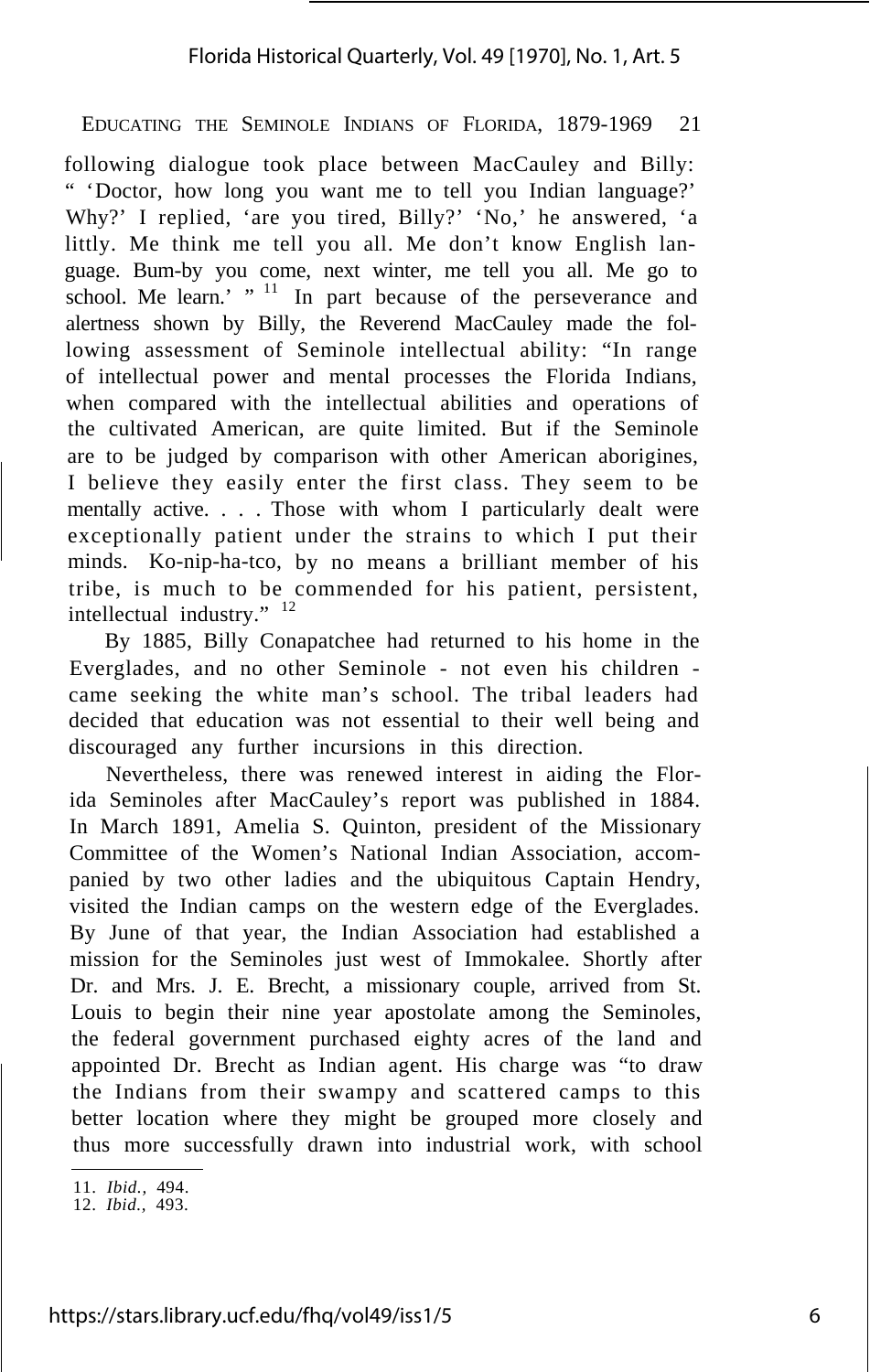following dialogue took place between MacCauley and Billy: " 'Doctor, how long you want me to tell you Indian language?' Why?' I replied, 'are you tired, Billy?' 'No,' he answered, 'a littly. Me think me tell you all. Me don't know English language. Bum-by you come, next winter, me tell you all. Me go to school. Me learn.' "[11] In part because of the perseverance and alertness shown by Billy, the Reverend MacCauley made the following assessment of Seminole intellectual ability: "In range of intellectual power and mental processes the Florida Indians, when compared with the intellectual abilities and operations of the cultivated American, are quite limited. But if the Seminole are to be judged by comparison with other American aborigines, I believe they easily enter the first class. They seem to be mentally active. . . . Those with whom I particularly dealt were exceptionally patient under the strains to which I put their minds. Ko-nip-ha-tco, by no means a brilliant member of his tribe, is much to be commended for his patient, persistent, intellectual industry."[12]

By 1885, Billy Conapatchee had returned to his home in the Everglades, and no other Seminole - not even his children - came seeking the white man's school. The tribal leaders had decided that education was not essential to their well being and discouraged any further incursions in this direction.

Nevertheless, there was renewed interest in aiding the Florida Seminoles after MacCauley's report was published in 1884. In March 1891, Amelia S. Quinton, president of the Missionary Committee of the Women's National Indian Association, accompanied by two other ladies and the ubiquitous Captain Hendry, visited the Indian camps on the western edge of the Everglades. By June of that year, the Indian Association had established a mission for the Seminoles just west of Immokalee. Shortly after Dr. and Mrs. J. E. Brecht, a missionary couple, arrived from St. Louis to begin their nine year apostolate among the Seminoles, the federal government purchased eighty acres of the land and appointed Dr. Brecht as Indian agent. His charge was "to draw the Indians from their swampy and scattered camps to this better location where they might be grouped more closely and thus more successfully drawn into industrial work, with school

11. *Ibid.,* 494.
12. *Ibid.,* 493.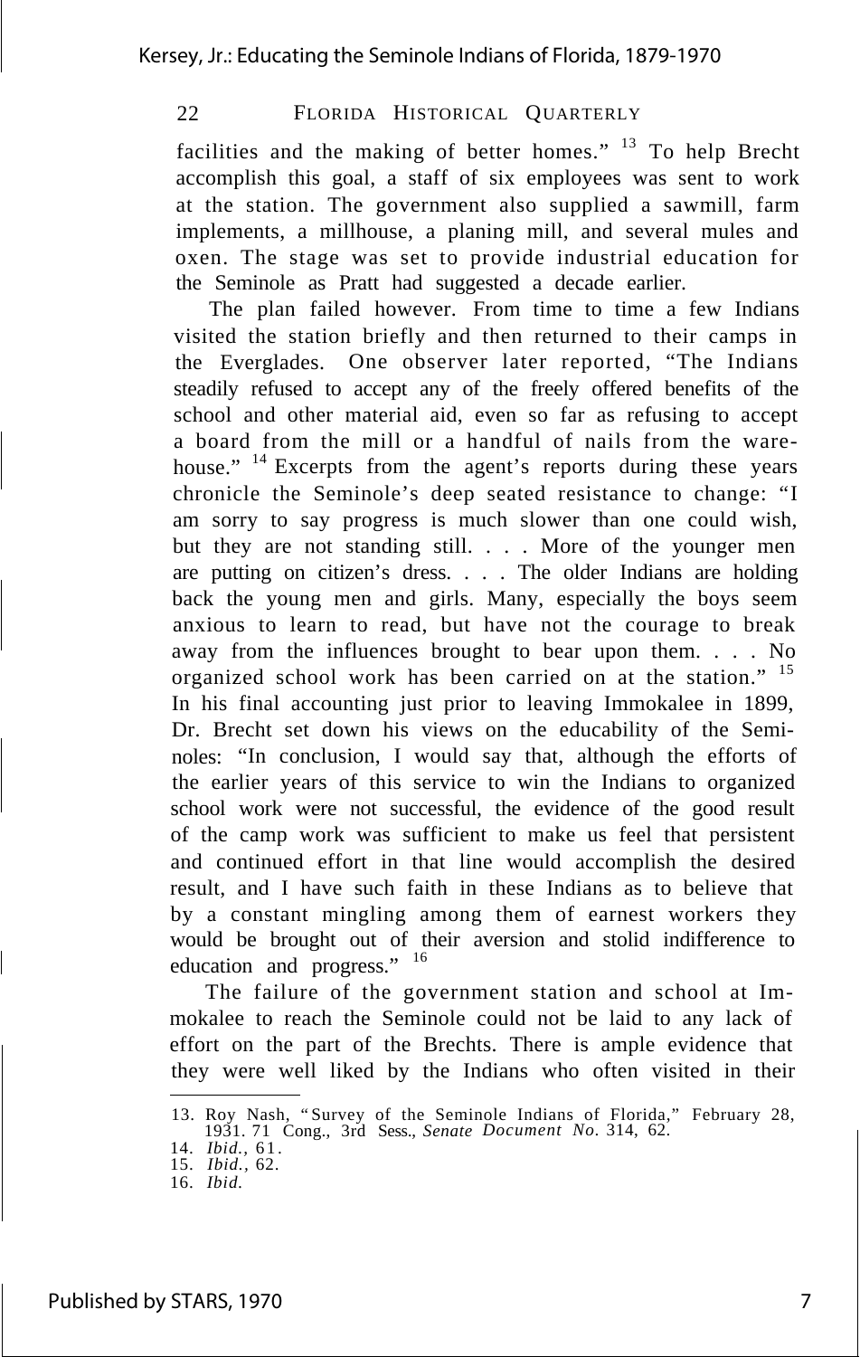facilities and the making of better homes." [13] To help Brecht accomplish this goal, a staff of six employees was sent to work at the station. The government also supplied a sawmill, farm implements, a millhouse, a planing mill, and several mules and oxen. The stage was set to provide industrial education for the Seminole as Pratt had suggested a decade earlier.

The plan failed however. From time to time a few Indians visited the station briefly and then returned to their camps in the Everglades. One observer later reported, "The Indians steadily refused to accept any of the freely offered benefits of the school and other material aid, even so far as refusing to accept a board from the mill or a handful of nails from the warehouse." [14] Excerpts from the agent's reports during these years chronicle the Seminole's deep seated resistance to change: "I am sorry to say progress is much slower than one could wish, but they are not standing still. . . . More of the younger men are putting on citizen's dress. . . . The older Indians are holding back the young men and girls. Many, especially the boys seem anxious to learn to read, but have not the courage to break away from the influences brought to bear upon them. . . . No organized school work has been carried on at the station." [15] In his final accounting just prior to leaving Immokalee in 1899, Dr. Brecht set down his views on the educability of the Seminoles: "In conclusion, I would say that, although the efforts of the earlier years of this service to win the Indians to organized school work were not successful, the evidence of the good result of the camp work was sufficient to make us feel that persistent and continued effort in that line would accomplish the desired result, and I have such faith in these Indians as to believe that by a constant mingling among them of earnest workers they would be brought out of their aversion and stolid indifference to education and progress." [16]

The failure of the government station and school at Immokalee to reach the Seminole could not be laid to any lack of effort on the part of the Brechts. There is ample evidence that they were well liked by the Indians who often visited in their

---

13. Roy Nash, "Survey of the Seminole Indians of Florida," February 28, 1931. 71 Cong., 3rd Sess., *Senate Document No.* 314, 62.
14. *Ibid.,* 61.
15. *Ibid.,* 62.
16. *Ibid.*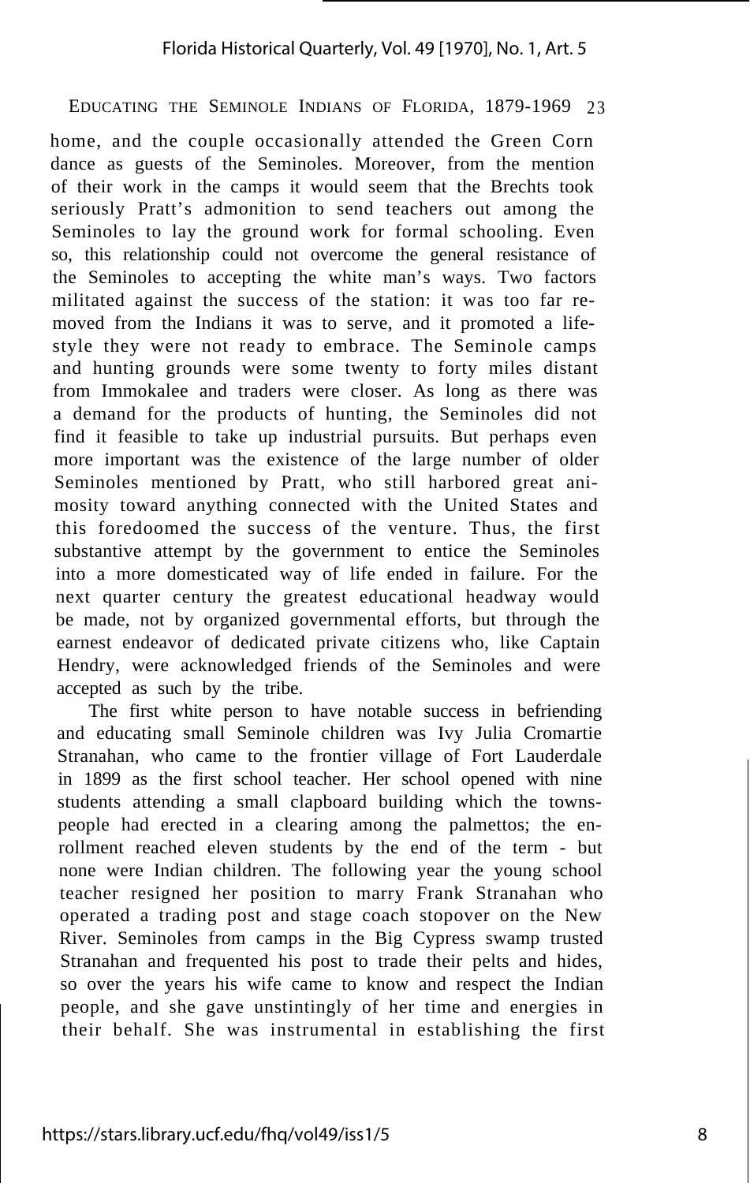home, and the couple occasionally attended the Green Corn dance as guests of the Seminoles. Moreover, from the mention of their work in the camps it would seem that the Brechts took seriously Pratt's admonition to send teachers out among the Seminoles to lay the ground work for formal schooling. Even so, this relationship could not overcome the general resistance of the Seminoles to accepting the white man's ways. Two factors militated against the success of the station: it was too far removed from the Indians it was to serve, and it promoted a life-style they were not ready to embrace. The Seminole camps and hunting grounds were some twenty to forty miles distant from Immokalee and traders were closer. As long as there was a demand for the products of hunting, the Seminoles did not find it feasible to take up industrial pursuits. But perhaps even more important was the existence of the large number of older Seminoles mentioned by Pratt, who still harbored great animosity toward anything connected with the United States and this foredoomed the success of the venture. Thus, the first substantive attempt by the government to entice the Seminoles into a more domesticated way of life ended in failure. For the next quarter century the greatest educational headway would be made, not by organized governmental efforts, but through the earnest endeavor of dedicated private citizens who, like Captain Hendry, were acknowledged friends of the Seminoles and were accepted as such by the tribe.

The first white person to have notable success in befriending and educating small Seminole children was Ivy Julia Cromartie Stranahan, who came to the frontier village of Fort Lauderdale in 1899 as the first school teacher. Her school opened with nine students attending a small clapboard building which the townspeople had erected in a clearing among the palmettos; the enrollment reached eleven students by the end of the term - but none were Indian children. The following year the young school teacher resigned her position to marry Frank Stranahan who operated a trading post and stage coach stopover on the New River. Seminoles from camps in the Big Cypress swamp trusted Stranahan and frequented his post to trade their pelts and hides, so over the years his wife came to know and respect the Indian people, and she gave unstintingly of her time and energies in their behalf. She was instrumental in establishing the first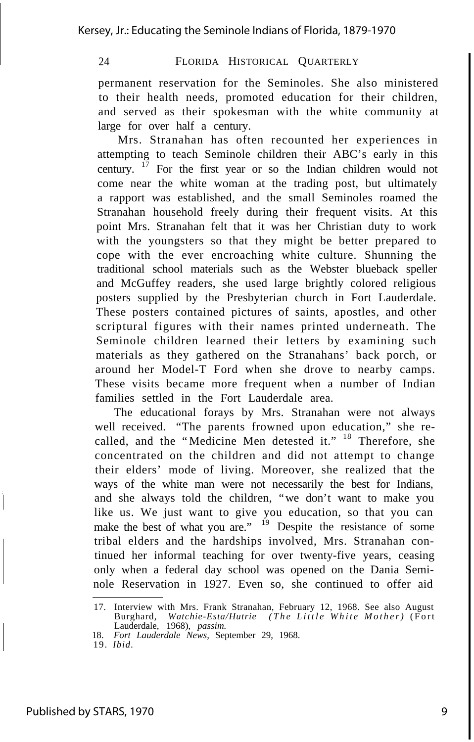permanent reservation for the Seminoles. She also ministered to their health needs, promoted education for their children, and served as their spokesman with the white community at large for over half a century.

Mrs. Stranahan has often recounted her experiences in attempting to teach Seminole children their ABC's early in this century. [17] For the first year or so the Indian children would not come near the white woman at the trading post, but ultimately a rapport was established, and the small Seminoles roamed the Stranahan household freely during their frequent visits. At this point Mrs. Stranahan felt that it was her Christian duty to work with the youngsters so that they might be better prepared to cope with the ever encroaching white culture. Shunning the traditional school materials such as the Webster blueback speller and McGuffey readers, she used large brightly colored religious posters supplied by the Presbyterian church in Fort Lauderdale. These posters contained pictures of saints, apostles, and other scriptural figures with their names printed underneath. The Seminole children learned their letters by examining such materials as they gathered on the Stranahans' back porch, or around her Model-T Ford when she drove to nearby camps. These visits became more frequent when a number of Indian families settled in the Fort Lauderdale area.

The educational forays by Mrs. Stranahan were not always well received. "The parents frowned upon education," she recalled, and the "Medicine Men detested it." [18] Therefore, she concentrated on the children and did not attempt to change their elders' mode of living. Moreover, she realized that the ways of the white man were not necessarily the best for Indians, and she always told the children, "we don't want to make you like us. We just want to give you education, so that you can make the best of what you are." [19] Despite the resistance of some tribal elders and the hardships involved, Mrs. Stranahan continued her informal teaching for over twenty-five years, ceasing only when a federal day school was opened on the Dania Seminole Reservation in 1927. Even so, she continued to offer aid

17. Interview with Mrs. Frank Stranahan, February 12, 1968. See also August Burghard, *Watchie-Esta/Hutrie (The Little White Mother)* (Fort Lauderdale, 1968), *passim.*
18. *Fort Lauderdale News,* September 29, 1968.
19. *Ibid.*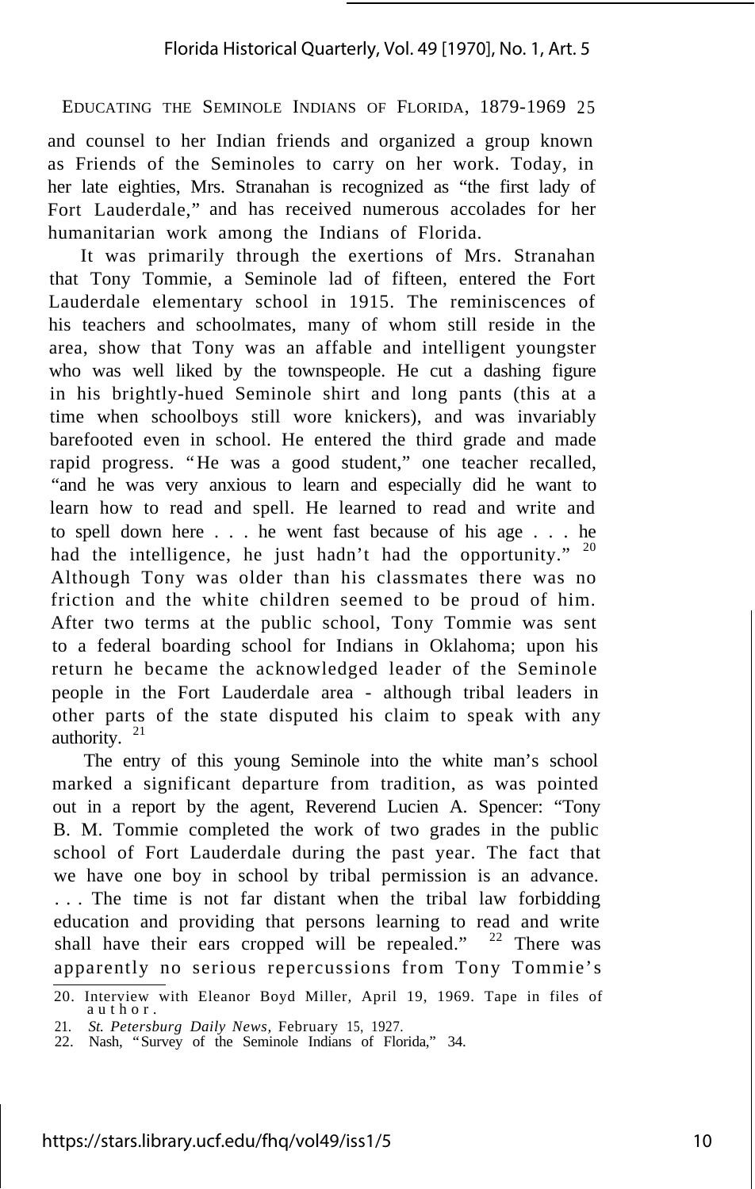and counsel to her Indian friends and organized a group known as Friends of the Seminoles to carry on her work. Today, in her late eighties, Mrs. Stranahan is recognized as "the first lady of Fort Lauderdale," and has received numerous accolades for her humanitarian work among the Indians of Florida.

It was primarily through the exertions of Mrs. Stranahan that Tony Tommie, a Seminole lad of fifteen, entered the Fort Lauderdale elementary school in 1915. The reminiscences of his teachers and schoolmates, many of whom still reside in the area, show that Tony was an affable and intelligent youngster who was well liked by the townspeople. He cut a dashing figure in his brightly-hued Seminole shirt and long pants (this at a time when schoolboys still wore knickers), and was invariably barefooted even in school. He entered the third grade and made rapid progress. "He was a good student," one teacher recalled, "and he was very anxious to learn and especially did he want to learn how to read and spell. He learned to read and write and to spell down here . . . he went fast because of his age . . . he had the intelligence, he just hadn't had the opportunity." [20] Although Tony was older than his classmates there was no friction and the white children seemed to be proud of him. After two terms at the public school, Tony Tommie was sent to a federal boarding school for Indians in Oklahoma; upon his return he became the acknowledged leader of the Seminole people in the Fort Lauderdale area - although tribal leaders in other parts of the state disputed his claim to speak with any authority. [21]

The entry of this young Seminole into the white man's school marked a significant departure from tradition, as was pointed out in a report by the agent, Reverend Lucien A. Spencer: "Tony B. M. Tommie completed the work of two grades in the public school of Fort Lauderdale during the past year. The fact that we have one boy in school by tribal permission is an advance. . . . The time is not far distant when the tribal law forbidding education and providing that persons learning to read and write shall have their ears cropped will be repealed." [22] There was apparently no serious repercussions from Tony Tommie's

20. Interview with Eleanor Boyd Miller, April 19, 1969. Tape in files of author.

21. *St. Petersburg Daily News*, February 15, 1927.

22. Nash, "Survey of the Seminole Indians of Florida," 34.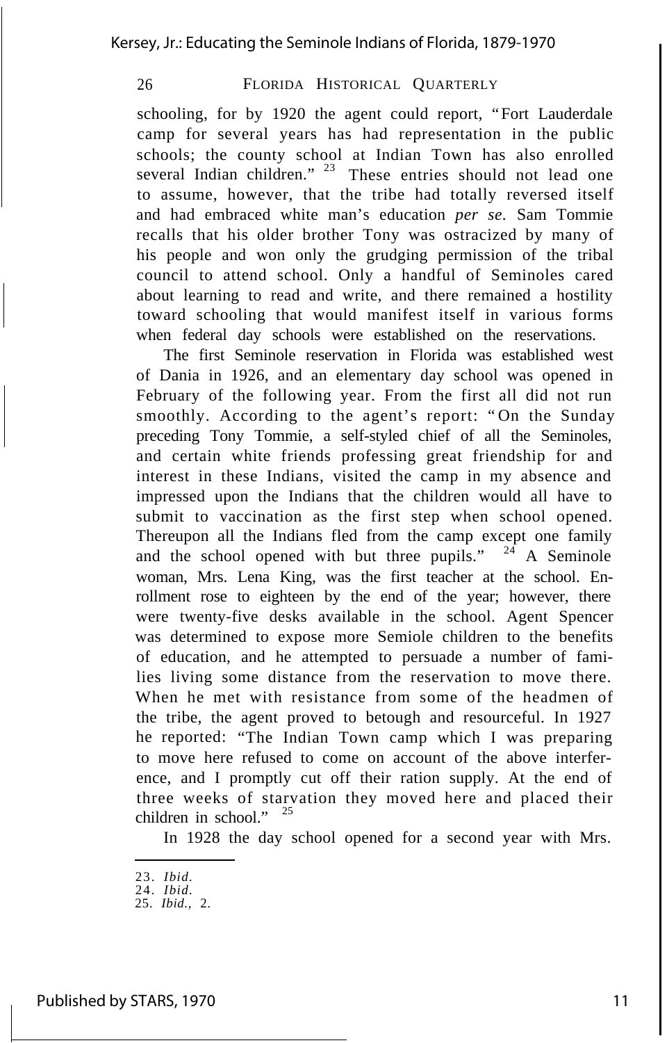schooling, for by 1920 the agent could report, "Fort Lauderdale camp for several years has had representation in the public schools; the county school at Indian Town has also enrolled several Indian children." [23] These entries should not lead one to assume, however, that the tribe had totally reversed itself and had embraced white man's education *per se*. Sam Tommie recalls that his older brother Tony was ostracized by many of his people and won only the grudging permission of the tribal council to attend school. Only a handful of Seminoles cared about learning to read and write, and there remained a hostility toward schooling that would manifest itself in various forms when federal day schools were established on the reservations.

The first Seminole reservation in Florida was established west of Dania in 1926, and an elementary day school was opened in February of the following year. From the first all did not run smoothly. According to the agent's report: "On the Sunday preceding Tony Tommie, a self-styled chief of all the Seminoles, and certain white friends professing great friendship for and interest in these Indians, visited the camp in my absence and impressed upon the Indians that the children would all have to submit to vaccination as the first step when school opened. Thereupon all the Indians fled from the camp except one family and the school opened with but three pupils." [24] A Seminole woman, Mrs. Lena King, was the first teacher at the school. Enrollment rose to eighteen by the end of the year; however, there were twenty-five desks available in the school. Agent Spencer was determined to expose more Semiole children to the benefits of education, and he attempted to persuade a number of families living some distance from the reservation to move there. When he met with resistance from some of the headmen of the tribe, the agent proved to betough and resourceful. In 1927 he reported: "The Indian Town camp which I was preparing to move here refused to come on account of the above interference, and I promptly cut off their ration supply. At the end of three weeks of starvation they moved here and placed their children in school." [25]

In 1928 the day school opened for a second year with Mrs.

---

23. *Ibid.*
24. *Ibid.*
25. *Ibid.,* 2.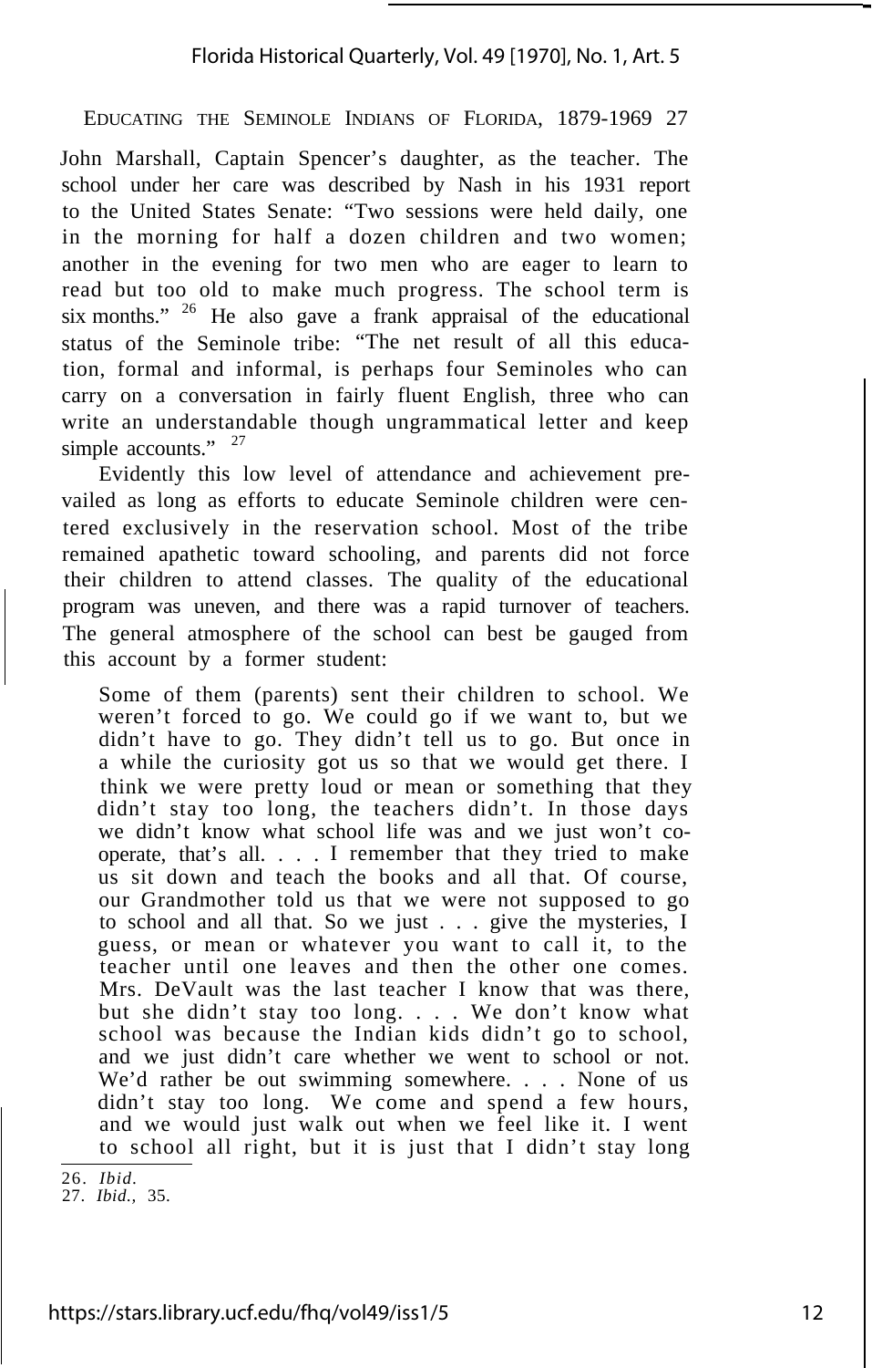John Marshall, Captain Spencer's daughter, as the teacher. The school under her care was described by Nash in his 1931 report to the United States Senate: "Two sessions were held daily, one in the morning for half a dozen children and two women; another in the evening for two men who are eager to learn to read but too old to make much progress. The school term is six months." [26] He also gave a frank appraisal of the educational status of the Seminole tribe: "The net result of all this education, formal and informal, is perhaps four Seminoles who can carry on a conversation in fairly fluent English, three who can write an understandable though ungrammatical letter and keep simple accounts." [27]

Evidently this low level of attendance and achievement prevailed as long as efforts to educate Seminole children were centered exclusively in the reservation school. Most of the tribe remained apathetic toward schooling, and parents did not force their children to attend classes. The quality of the educational program was uneven, and there was a rapid turnover of teachers. The general atmosphere of the school can best be gauged from this account by a former student:

> Some of them (parents) sent their children to school. We weren't forced to go. We could go if we want to, but we didn't have to go. They didn't tell us to go. But once in a while the curiosity got us so that we would get there. I think we were pretty loud or mean or something that they didn't stay too long, the teachers didn't. In those days we didn't know what school life was and we just won't co-operate, that's all. . . . I remember that they tried to make us sit down and teach the books and all that. Of course, our Grandmother told us that we were not supposed to go to school and all that. So we just . . . give the mysteries, I guess, or mean or whatever you want to call it, to the teacher until one leaves and then the other one comes. Mrs. DeVault was the last teacher I know that was there, but she didn't stay too long. . . . We don't know what school was because the Indian kids didn't go to school, and we just didn't care whether we went to school or not. We'd rather be out swimming somewhere. . . . None of us didn't stay too long. We come and spend a few hours, and we would just walk out when we feel like it. I went to school all right, but it is just that I didn't stay long

26. *Ibid.*
27. *Ibid.,* 35.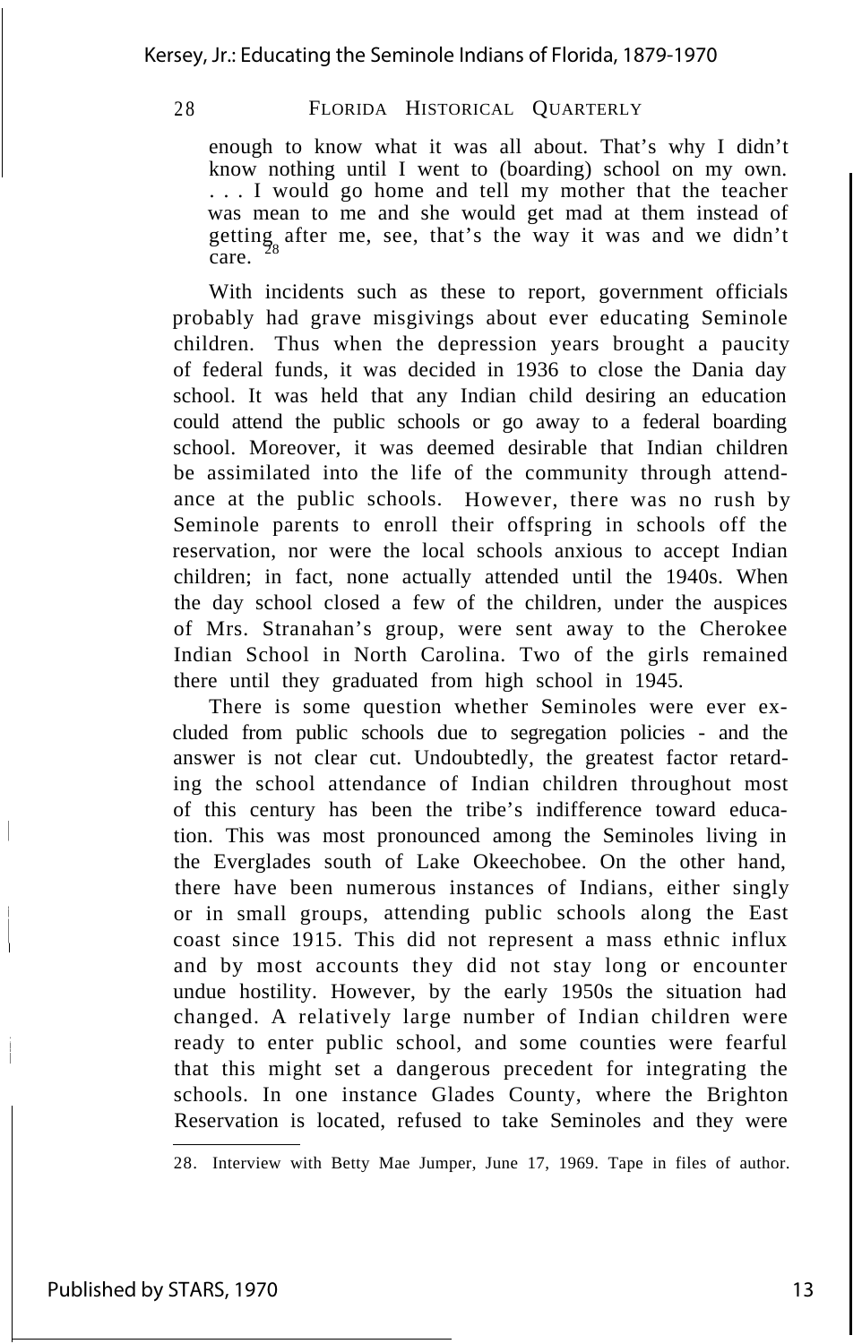> enough to know what it was all about. That's why I didn't know nothing until I went to (boarding) school on my own. . . . I would go home and tell my mother that the teacher was mean to me and she would get mad at them instead of getting after me, see, that's the way it was and we didn't care.[28]

With incidents such as these to report, government officials probably had grave misgivings about ever educating Seminole children. Thus when the depression years brought a paucity of federal funds, it was decided in 1936 to close the Dania day school. It was held that any Indian child desiring an education could attend the public schools or go away to a federal boarding school. Moreover, it was deemed desirable that Indian children be assimilated into the life of the community through attendance at the public schools. However, there was no rush by Seminole parents to enroll their offspring in schools off the reservation, nor were the local schools anxious to accept Indian children; in fact, none actually attended until the 1940s. When the day school closed a few of the children, under the auspices of Mrs. Stranahan's group, were sent away to the Cherokee Indian School in North Carolina. Two of the girls remained there until they graduated from high school in 1945.

There is some question whether Seminoles were ever excluded from public schools due to segregation policies - and the answer is not clear cut. Undoubtedly, the greatest factor retarding the school attendance of Indian children throughout most of this century has been the tribe's indifference toward education. This was most pronounced among the Seminoles living in the Everglades south of Lake Okeechobee. On the other hand, there have been numerous instances of Indians, either singly or in small groups, attending public schools along the East coast since 1915. This did not represent a mass ethnic influx and by most accounts they did not stay long or encounter undue hostility. However, by the early 1950s the situation had changed. A relatively large number of Indian children were ready to enter public school, and some counties were fearful that this might set a dangerous precedent for integrating the schools. In one instance Glades County, where the Brighton Reservation is located, refused to take Seminoles and they were

28. Interview with Betty Mae Jumper, June 17, 1969. Tape in files of author.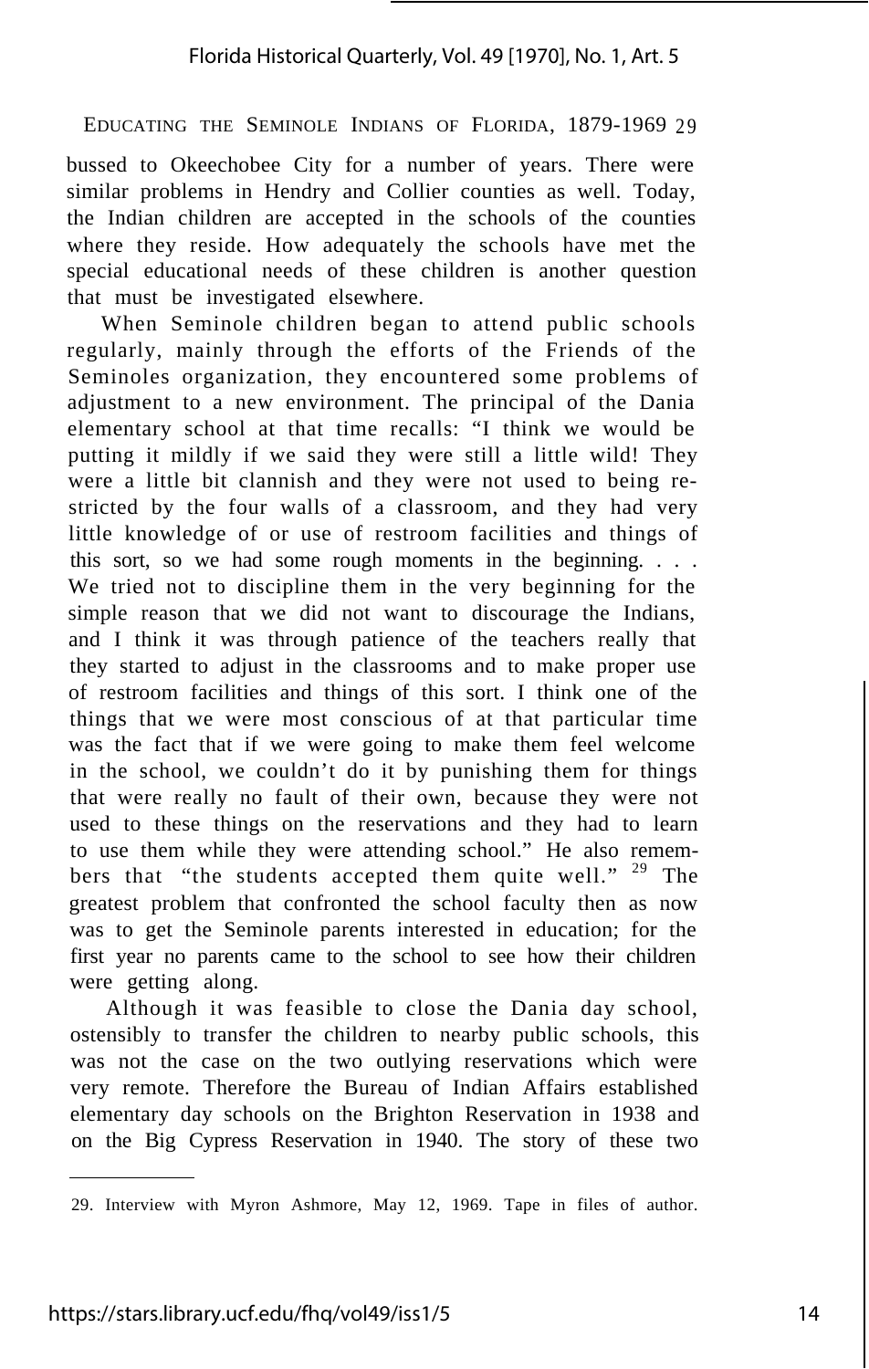bussed to Okeechobee City for a number of years. There were similar problems in Hendry and Collier counties as well. Today, the Indian children are accepted in the schools of the counties where they reside. How adequately the schools have met the special educational needs of these children is another question that must be investigated elsewhere.

When Seminole children began to attend public schools regularly, mainly through the efforts of the Friends of the Seminoles organization, they encountered some problems of adjustment to a new environment. The principal of the Dania elementary school at that time recalls: "I think we would be putting it mildly if we said they were still a little wild! They were a little bit clannish and they were not used to being restricted by the four walls of a classroom, and they had very little knowledge of or use of restroom facilities and things of this sort, so we had some rough moments in the beginning. . . . We tried not to discipline them in the very beginning for the simple reason that we did not want to discourage the Indians, and I think it was through patience of the teachers really that they started to adjust in the classrooms and to make proper use of restroom facilities and things of this sort. I think one of the things that we were most conscious of at that particular time was the fact that if we were going to make them feel welcome in the school, we couldn't do it by punishing them for things that were really no fault of their own, because they were not used to these things on the reservations and they had to learn to use them while they were attending school." He also remembers that "the students accepted them quite well." [29] The greatest problem that confronted the school faculty then as now was to get the Seminole parents interested in education; for the first year no parents came to the school to see how their children were getting along.

Although it was feasible to close the Dania day school, ostensibly to transfer the children to nearby public schools, this was not the case on the two outlying reservations which were very remote. Therefore the Bureau of Indian Affairs established elementary day schools on the Brighton Reservation in 1938 and on the Big Cypress Reservation in 1940. The story of these two

29. Interview with Myron Ashmore, May 12, 1969. Tape in files of author.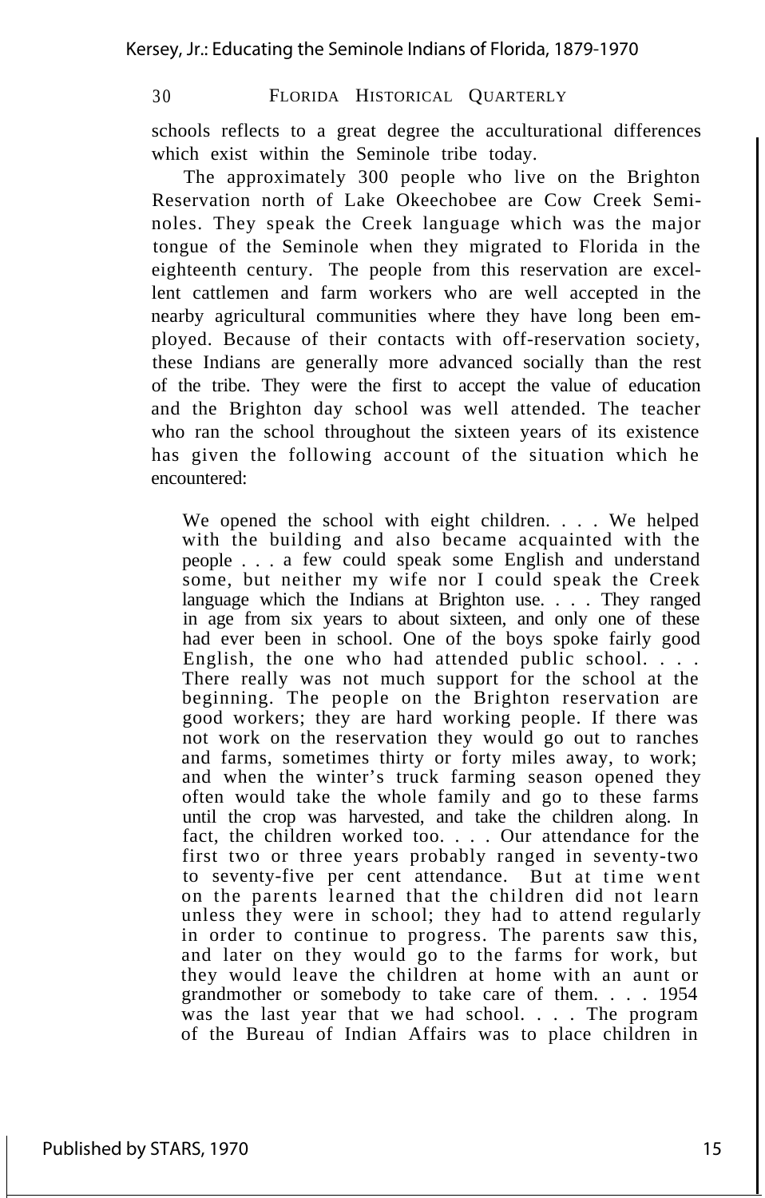schools reflects to a great degree the acculturational differences which exist within the Seminole tribe today.

The approximately 300 people who live on the Brighton Reservation north of Lake Okeechobee are Cow Creek Seminoles. They speak the Creek language which was the major tongue of the Seminole when they migrated to Florida in the eighteenth century. The people from this reservation are excellent cattlemen and farm workers who are well accepted in the nearby agricultural communities where they have long been employed. Because of their contacts with off-reservation society, these Indians are generally more advanced socially than the rest of the tribe. They were the first to accept the value of education and the Brighton day school was well attended. The teacher who ran the school throughout the sixteen years of its existence has given the following account of the situation which he encountered:

> We opened the school with eight children. . . . We helped with the building and also became acquainted with the people . . . a few could speak some English and understand some, but neither my wife nor I could speak the Creek language which the Indians at Brighton use. . . . They ranged in age from six years to about sixteen, and only one of these had ever been in school. One of the boys spoke fairly good English, the one who had attended public school. . . . There really was not much support for the school at the beginning. The people on the Brighton reservation are good workers; they are hard working people. If there was not work on the reservation they would go out to ranches and farms, sometimes thirty or forty miles away, to work; and when the winter's truck farming season opened they often would take the whole family and go to these farms until the crop was harvested, and take the children along. In fact, the children worked too. . . . Our attendance for the first two or three years probably ranged in seventy-two to seventy-five per cent attendance. But at time went on the parents learned that the children did not learn unless they were in school; they had to attend regularly in order to continue to progress. The parents saw this, and later on they would go to the farms for work, but they would leave the children at home with an aunt or grandmother or somebody to take care of them. . . . 1954 was the last year that we had school. . . . The program of the Bureau of Indian Affairs was to place children in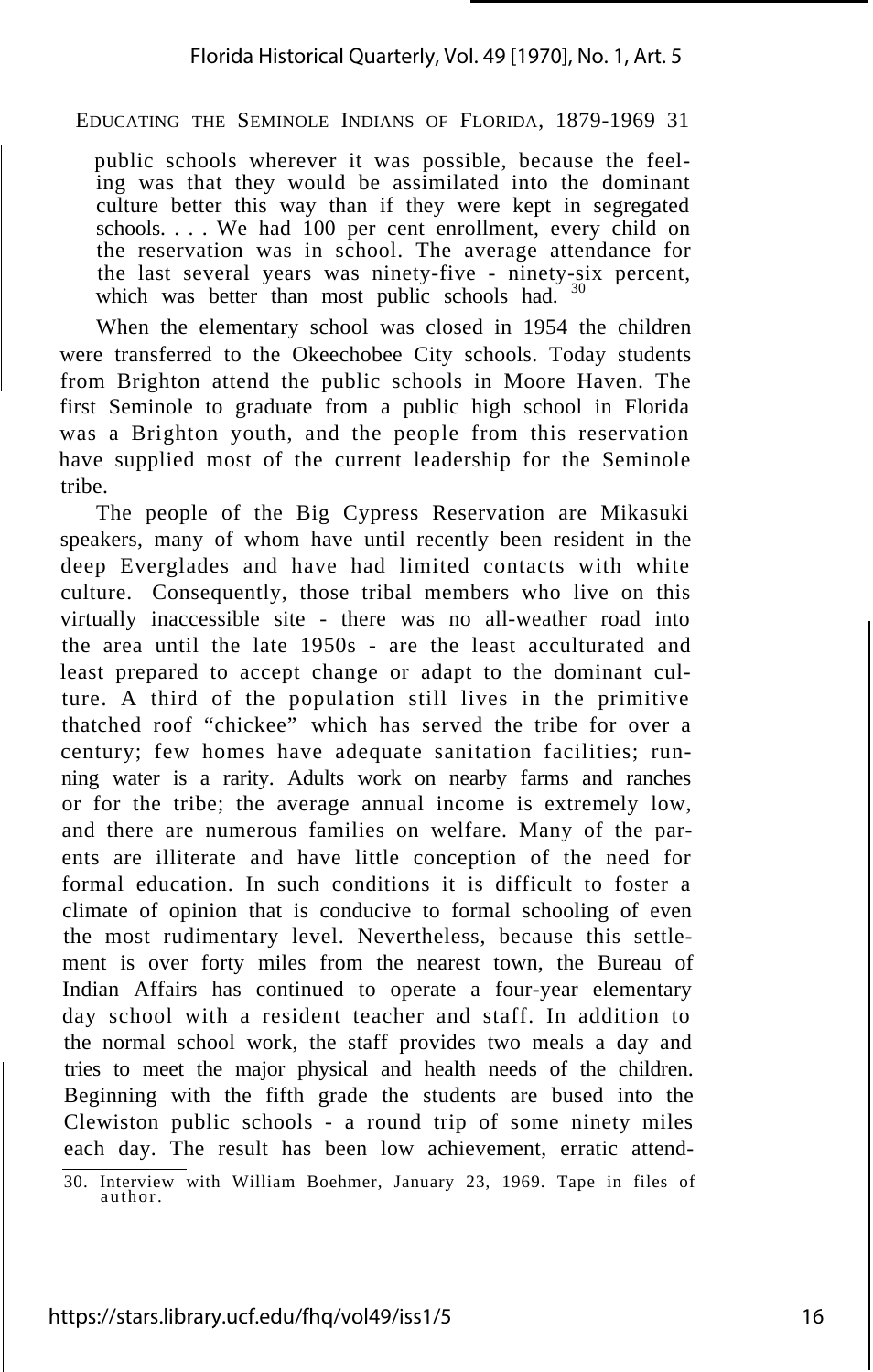public schools wherever it was possible, because the feeling was that they would be assimilated into the dominant culture better this way than if they were kept in segregated schools. . . . We had 100 per cent enrollment, every child on the reservation was in school. The average attendance for the last several years was ninety-five - ninety-six percent, which was better than most public schools had. [30]

When the elementary school was closed in 1954 the children were transferred to the Okeechobee City schools. Today students from Brighton attend the public schools in Moore Haven. The first Seminole to graduate from a public high school in Florida was a Brighton youth, and the people from this reservation have supplied most of the current leadership for the Seminole tribe.

The people of the Big Cypress Reservation are Mikasuki speakers, many of whom have until recently been resident in the deep Everglades and have had limited contacts with white culture. Consequently, those tribal members who live on this virtually inaccessible site - there was no all-weather road into the area until the late 1950s - are the least acculturated and least prepared to accept change or adapt to the dominant culture. A third of the population still lives in the primitive thatched roof "chickee" which has served the tribe for over a century; few homes have adequate sanitation facilities; running water is a rarity. Adults work on nearby farms and ranches or for the tribe; the average annual income is extremely low, and there are numerous families on welfare. Many of the parents are illiterate and have little conception of the need for formal education. In such conditions it is difficult to foster a climate of opinion that is conducive to formal schooling of even the most rudimentary level. Nevertheless, because this settlement is over forty miles from the nearest town, the Bureau of Indian Affairs has continued to operate a four-year elementary day school with a resident teacher and staff. In addition to the normal school work, the staff provides two meals a day and tries to meet the major physical and health needs of the children. Beginning with the fifth grade the students are bused into the Clewiston public schools - a round trip of some ninety miles each day. The result has been low achievement, erratic attend-

30. Interview with William Boehmer, January 23, 1969. Tape in files of author.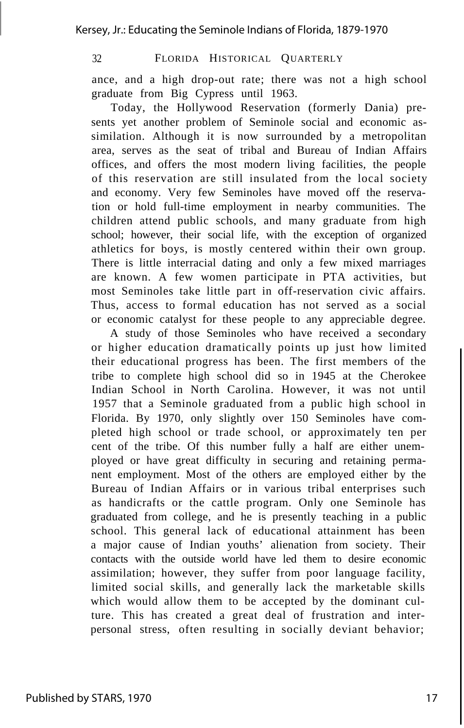ance, and a high drop-out rate; there was not a high school graduate from Big Cypress until 1963.

Today, the Hollywood Reservation (formerly Dania) presents yet another problem of Seminole social and economic assimilation. Although it is now surrounded by a metropolitan area, serves as the seat of tribal and Bureau of Indian Affairs offices, and offers the most modern living facilities, the people of this reservation are still insulated from the local society and economy. Very few Seminoles have moved off the reservation or hold full-time employment in nearby communities. The children attend public schools, and many graduate from high school; however, their social life, with the exception of organized athletics for boys, is mostly centered within their own group. There is little interracial dating and only a few mixed marriages are known. A few women participate in PTA activities, but most Seminoles take little part in off-reservation civic affairs. Thus, access to formal education has not served as a social or economic catalyst for these people to any appreciable degree.

A study of those Seminoles who have received a secondary or higher education dramatically points up just how limited their educational progress has been. The first members of the tribe to complete high school did so in 1945 at the Cherokee Indian School in North Carolina. However, it was not until 1957 that a Seminole graduated from a public high school in Florida. By 1970, only slightly over 150 Seminoles have completed high school or trade school, or approximately ten per cent of the tribe. Of this number fully a half are either unemployed or have great difficulty in securing and retaining permanent employment. Most of the others are employed either by the Bureau of Indian Affairs or in various tribal enterprises such as handicrafts or the cattle program. Only one Seminole has graduated from college, and he is presently teaching in a public school. This general lack of educational attainment has been a major cause of Indian youths' alienation from society. Their contacts with the outside world have led them to desire economic assimilation; however, they suffer from poor language facility, limited social skills, and generally lack the marketable skills which would allow them to be accepted by the dominant culture. This has created a great deal of frustration and interpersonal stress, often resulting in socially deviant behavior;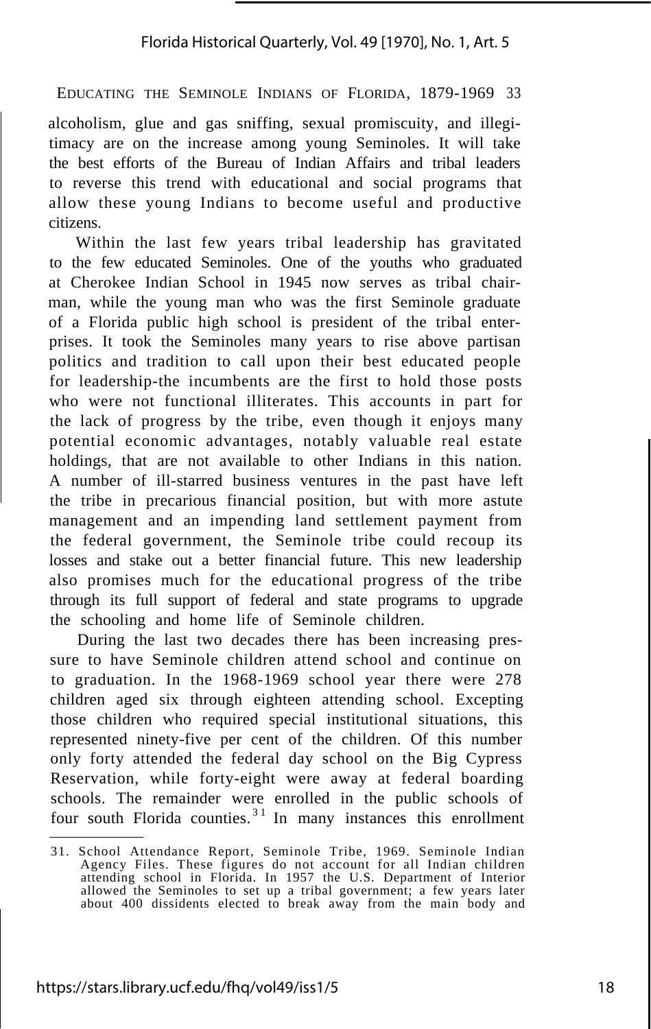alcoholism, glue and gas sniffing, sexual promiscuity, and illegitimacy are on the increase among young Seminoles. It will take the best efforts of the Bureau of Indian Affairs and tribal leaders to reverse this trend with educational and social programs that allow these young Indians to become useful and productive citizens.

Within the last few years tribal leadership has gravitated to the few educated Seminoles. One of the youths who graduated at Cherokee Indian School in 1945 now serves as tribal chairman, while the young man who was the first Seminole graduate of a Florida public high school is president of the tribal enterprises. It took the Seminoles many years to rise above partisan politics and tradition to call upon their best educated people for leadership-the incumbents are the first to hold those posts who were not functional illiterates. This accounts in part for the lack of progress by the tribe, even though it enjoys many potential economic advantages, notably valuable real estate holdings, that are not available to other Indians in this nation. A number of ill-starred business ventures in the past have left the tribe in precarious financial position, but with more astute management and an impending land settlement payment from the federal government, the Seminole tribe could recoup its losses and stake out a better financial future. This new leadership also promises much for the educational progress of the tribe through its full support of federal and state programs to upgrade the schooling and home life of Seminole children.

During the last two decades there has been increasing pressure to have Seminole children attend school and continue on to graduation. In the 1968-1969 school year there were 278 children aged six through eighteen attending school. Excepting those children who required special institutional situations, this represented ninety-five per cent of the children. Of this number only forty attended the federal day school on the Big Cypress Reservation, while forty-eight were away at federal boarding schools. The remainder were enrolled in the public schools of four south Florida counties.[31] In many instances this enrollment

31. School Attendance Report, Seminole Tribe, 1969. Seminole Indian Agency Files. These figures do not account for all Indian children attending school in Florida. In 1957 the U.S. Department of Interior allowed the Seminoles to set up a tribal government; a few years later about 400 dissidents elected to break away from the main body and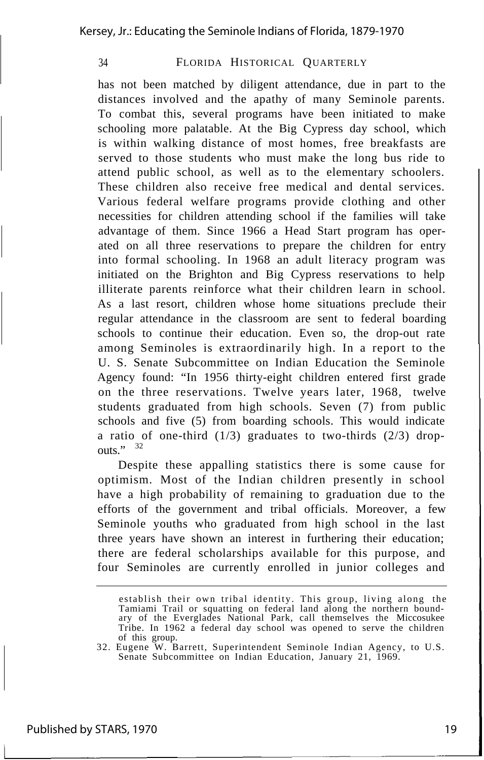has not been matched by diligent attendance, due in part to the distances involved and the apathy of many Seminole parents. To combat this, several programs have been initiated to make schooling more palatable. At the Big Cypress day school, which is within walking distance of most homes, free breakfasts are served to those students who must make the long bus ride to attend public school, as well as to the elementary schoolers. These children also receive free medical and dental services. Various federal welfare programs provide clothing and other necessities for children attending school if the families will take advantage of them. Since 1966 a Head Start program has operated on all three reservations to prepare the children for entry into formal schooling. In 1968 an adult literacy program was initiated on the Brighton and Big Cypress reservations to help illiterate parents reinforce what their children learn in school. As a last resort, children whose home situations preclude their regular attendance in the classroom are sent to federal boarding schools to continue their education. Even so, the drop-out rate among Seminoles is extraordinarily high. In a report to the U. S. Senate Subcommittee on Indian Education the Seminole Agency found: "In 1956 thirty-eight children entered first grade on the three reservations. Twelve years later, 1968, twelve students graduated from high schools. Seven (7) from public schools and five (5) from boarding schools. This would indicate a ratio of one-third (1/3) graduates to two-thirds (2/3) drop-outs." [32]

Despite these appalling statistics there is some cause for optimism. Most of the Indian children presently in school have a high probability of remaining to graduation due to the efforts of the government and tribal officials. Moreover, a few Seminole youths who graduated from high school in the last three years have shown an interest in furthering their education; there are federal scholarships available for this purpose, and four Seminoles are currently enrolled in junior colleges and

---

establish their own tribal identity. This group, living along the Tamiami Trail or squatting on federal land along the northern boundary of the Everglades National Park, call themselves the Miccosukee Tribe. In 1962 a federal day school was opened to serve the children of this group.

32. Eugene W. Barrett, Superintendent Seminole Indian Agency, to U.S. Senate Subcommittee on Indian Education, January 21, 1969.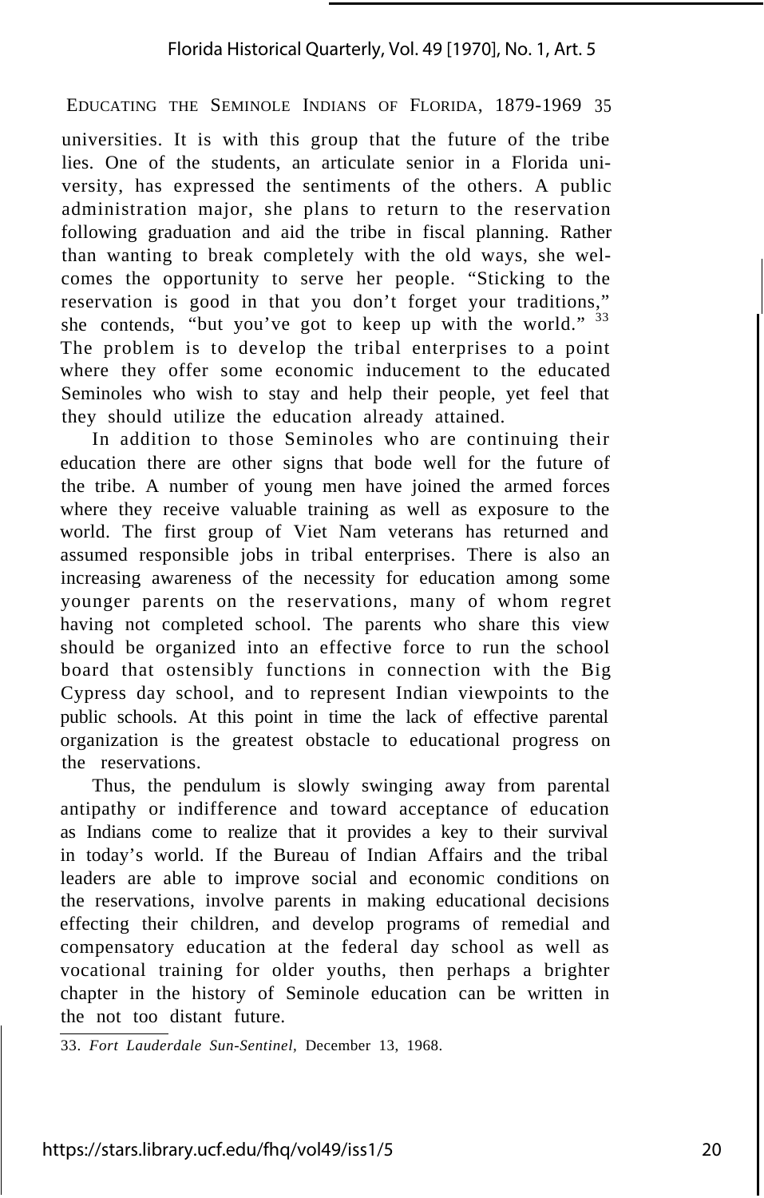universities. It is with this group that the future of the tribe lies. One of the students, an articulate senior in a Florida university, has expressed the sentiments of the others. A public administration major, she plans to return to the reservation following graduation and aid the tribe in fiscal planning. Rather than wanting to break completely with the old ways, she welcomes the opportunity to serve her people. "Sticking to the reservation is good in that you don't forget your traditions," she contends, "but you've got to keep up with the world." [33] The problem is to develop the tribal enterprises to a point where they offer some economic inducement to the educated Seminoles who wish to stay and help their people, yet feel that they should utilize the education already attained.

In addition to those Seminoles who are continuing their education there are other signs that bode well for the future of the tribe. A number of young men have joined the armed forces where they receive valuable training as well as exposure to the world. The first group of Viet Nam veterans has returned and assumed responsible jobs in tribal enterprises. There is also an increasing awareness of the necessity for education among some younger parents on the reservations, many of whom regret having not completed school. The parents who share this view should be organized into an effective force to run the school board that ostensibly functions in connection with the Big Cypress day school, and to represent Indian viewpoints to the public schools. At this point in time the lack of effective parental organization is the greatest obstacle to educational progress on the reservations.

Thus, the pendulum is slowly swinging away from parental antipathy or indifference and toward acceptance of education as Indians come to realize that it provides a key to their survival in today's world. If the Bureau of Indian Affairs and the tribal leaders are able to improve social and economic conditions on the reservations, involve parents in making educational decisions effecting their children, and develop programs of remedial and compensatory education at the federal day school as well as vocational training for older youths, then perhaps a brighter chapter in the history of Seminole education can be written in the not too distant future.

33. *Fort Lauderdale Sun-Sentinel,* December 13, 1968.